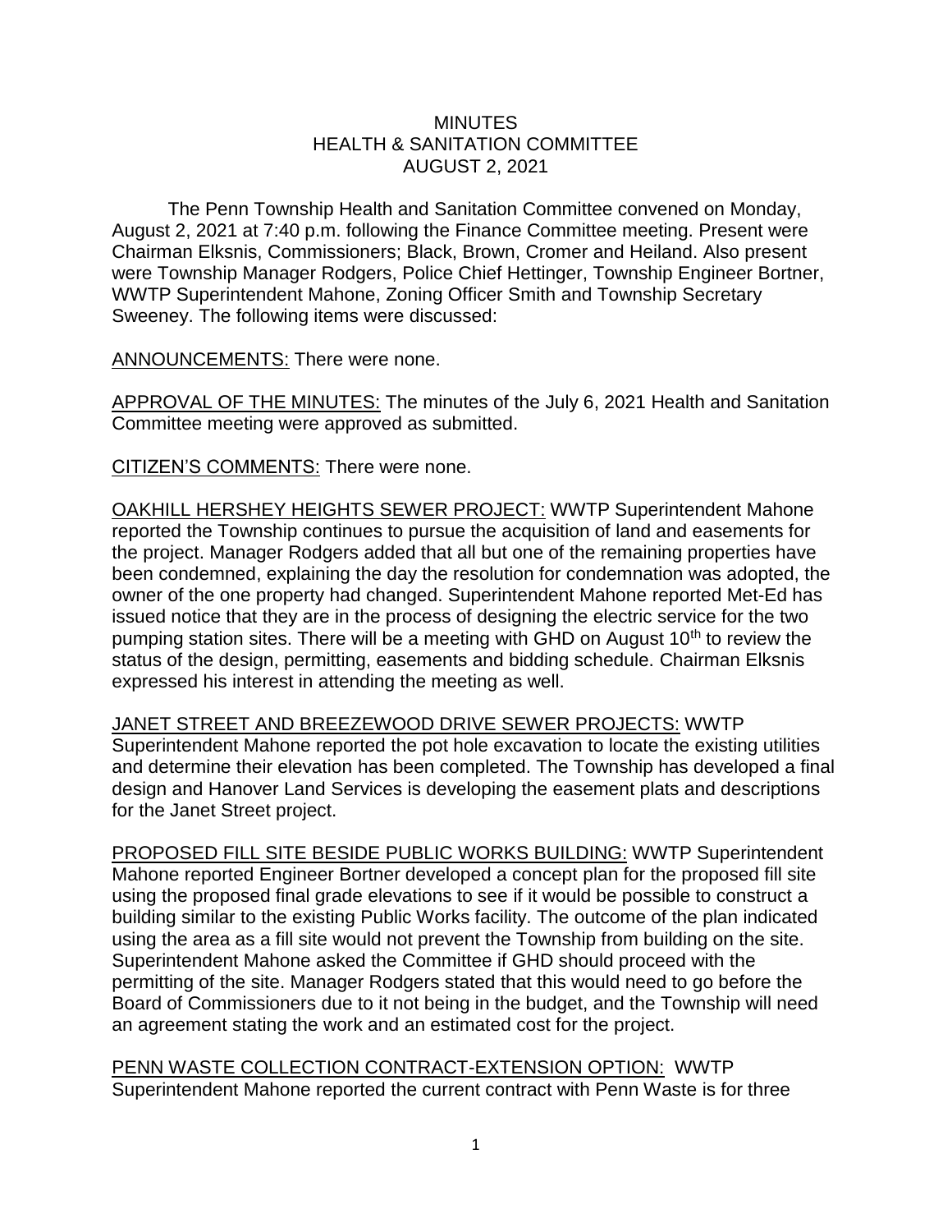# MINUTES
## HEALTH & SANITATION COMMITTEE
### AUGUST 2, 2021

The Penn Township Health and Sanitation Committee convened on Monday, August 2, 2021 at 7:40 p.m. following the Finance Committee meeting. Present were Chairman Elksnis, Commissioners; Black, Brown, Cromer and Heiland. Also present were Township Manager Rodgers, Police Chief Hettinger, Township Engineer Bortner, WWTP Superintendent Mahone, Zoning Officer Smith and Township Secretary Sweeney. The following items were discussed:

<u>ANNOUNCEMENTS:</u> There were none.

<u>APPROVAL OF THE MINUTES:</u> The minutes of the July 6, 2021 Health and Sanitation Committee meeting were approved as submitted.

<u>CITIZEN'S COMMENTS</u>: There were none.

<u>OAKHILL HERSHEY HEIGHTS SEWER PROJECT:</u> WWTP Superintendent Mahone reported the Township continues to pursue the acquisition of land and easements for the project. Manager Rodgers added that all but one of the remaining properties have been condemned, explaining the day the resolution for condemnation was adopted, the owner of the one property had changed. Superintendent Mahone reported Met-Ed has issued notice that they are in the process of designing the electric service for the two pumping station sites. There will be a meeting with GHD on August 10th to review the status of the design, permitting, easements and bidding schedule. Chairman Elksnis expressed his interest in attending the meeting as well.

<u>JANET STREET AND BREEZEWOOD DRIVE SEWER PROJECTS:</u> WWTP Superintendent Mahone reported the pot hole excavation to locate the existing utilities and determine their elevation has been completed. The Township has developed a final design and Hanover Land Services is developing the easement plats and descriptions for the Janet Street project.

<u>PROPOSED FILL SITE BESIDE PUBLIC WORKS BUILDING:</u> WWTP Superintendent Mahone reported Engineer Bortner developed a concept plan for the proposed fill site using the proposed final grade elevations to see if it would be possible to construct a building similar to the existing Public Works facility. The outcome of the plan indicated using the area as a fill site would not prevent the Township from building on the site. Superintendent Mahone asked the Committee if GHD should proceed with the permitting of the site. Manager Rodgers stated that this would need to go before the Board of Commissioners due to it not being in the budget, and the Township will need an agreement stating the work and an estimated cost for the project.

<u>PENN WASTE COLLECTION CONTRACT-EXTENSION OPTION:</u> WWTP Superintendent Mahone reported the current contract with Penn Waste is for three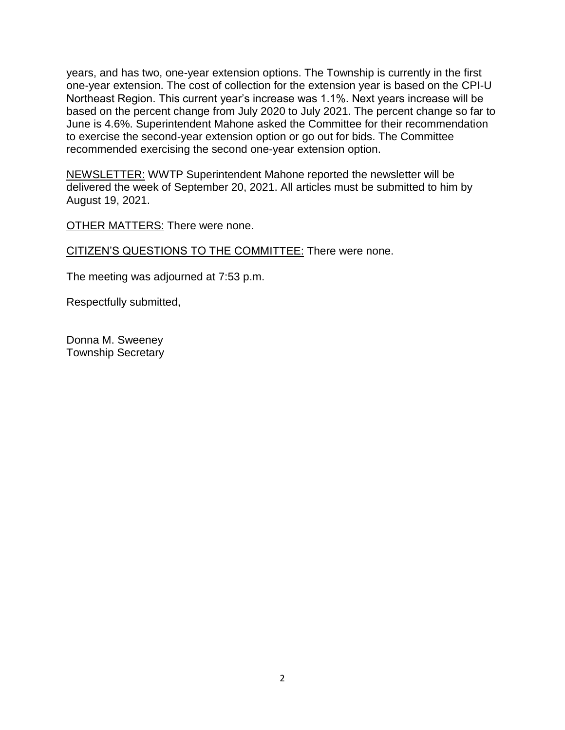years, and has two, one-year extension options. The Township is currently in the first one-year extension. The cost of collection for the extension year is based on the CPI-U Northeast Region. This current year's increase was 1.1%. Next years increase will be based on the percent change from July 2020 to July 2021. The percent change so far to June is 4.6%. Superintendent Mahone asked the Committee for their recommendation to exercise the second-year extension option or go out for bids. The Committee recommended exercising the second one-year extension option.

<u>NEWSLETTER:</u> WWTP Superintendent Mahone reported the newsletter will be delivered the week of September 20, 2021. All articles must be submitted to him by August 19, 2021.

<u>OTHER MATTERS:</u> There were none.

<u>CITIZEN'S QUESTIONS TO THE COMMITTEE:</u> There were none.

The meeting was adjourned at 7:53 p.m.

Respectfully submitted,

Donna M. Sweeney
Township Secretary